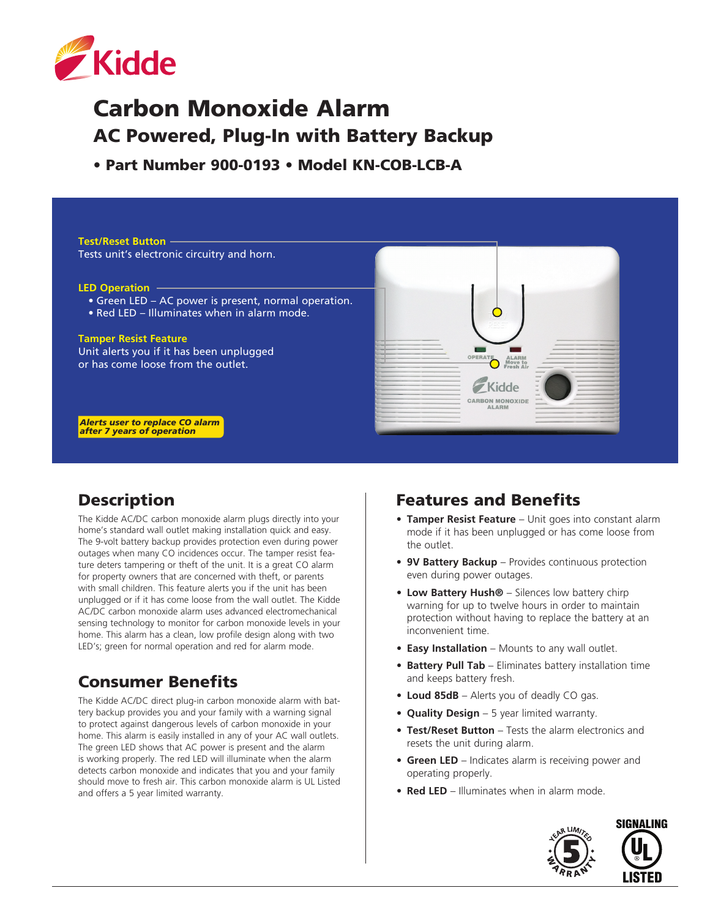# Carbon Monoxide Alarm

## AC Powered, Plug-In with Battery Backup

**• Part Number 900-0193 • Model KN-COB-LCB-A**

**Test/Reset Button**
Tests unit's electronic circuitry and horn.

**LED Operation**

- Green LED – AC power is present, normal operation.
- Red LED – Illuminates when in alarm mode.

**Tamper Resist Feature**
Unit alerts you if it has been unplugged or has come loose from the outlet.

***Alerts user to replace CO alarm after 7 years of operation***

## Description

The Kidde AC/DC carbon monoxide alarm plugs directly into your home's standard wall outlet making installation quick and easy. The 9-volt battery backup provides protection even during power outages when many CO incidences occur. The tamper resist feature deters tampering or theft of the unit. It is a great CO alarm for property owners that are concerned with theft, or parents with small children. This feature alerts you if the unit has been unplugged or if it has come loose from the wall outlet. The Kidde AC/DC carbon monoxide alarm uses advanced electromechanical sensing technology to monitor for carbon monoxide levels in your home. This alarm has a clean, low profile design along with two LED's; green for normal operation and red for alarm mode.

## Consumer Benefits

The Kidde AC/DC direct plug-in carbon monoxide alarm with battery backup provides you and your family with a warning signal to protect against dangerous levels of carbon monoxide in your home. This alarm is easily installed in any of your AC wall outlets. The green LED shows that AC power is present and the alarm is working properly. The red LED will illuminate when the alarm detects carbon monoxide and indicates that you and your family should move to fresh air. This carbon monoxide alarm is UL Listed and offers a 5 year limited warranty.

## Features and Benefits

- **Tamper Resist Feature** – Unit goes into constant alarm mode if it has been unplugged or has come loose from the outlet.
- **9V Battery Backup** – Provides continuous protection even during power outages.
- **Low Battery Hush®** – Silences low battery chirp warning for up to twelve hours in order to maintain protection without having to replace the battery at an inconvenient time.
- **Easy Installation** – Mounts to any wall outlet.
- **Battery Pull Tab** – Eliminates battery installation time and keeps battery fresh.
- **Loud 85dB** – Alerts you of deadly CO gas.
- **Quality Design** – 5 year limited warranty.
- **Test/Reset Button** – Tests the alarm electronics and resets the unit during alarm.
- **Green LED** – Indicates alarm is receiving power and operating properly.
- **Red LED** – Illuminates when in alarm mode.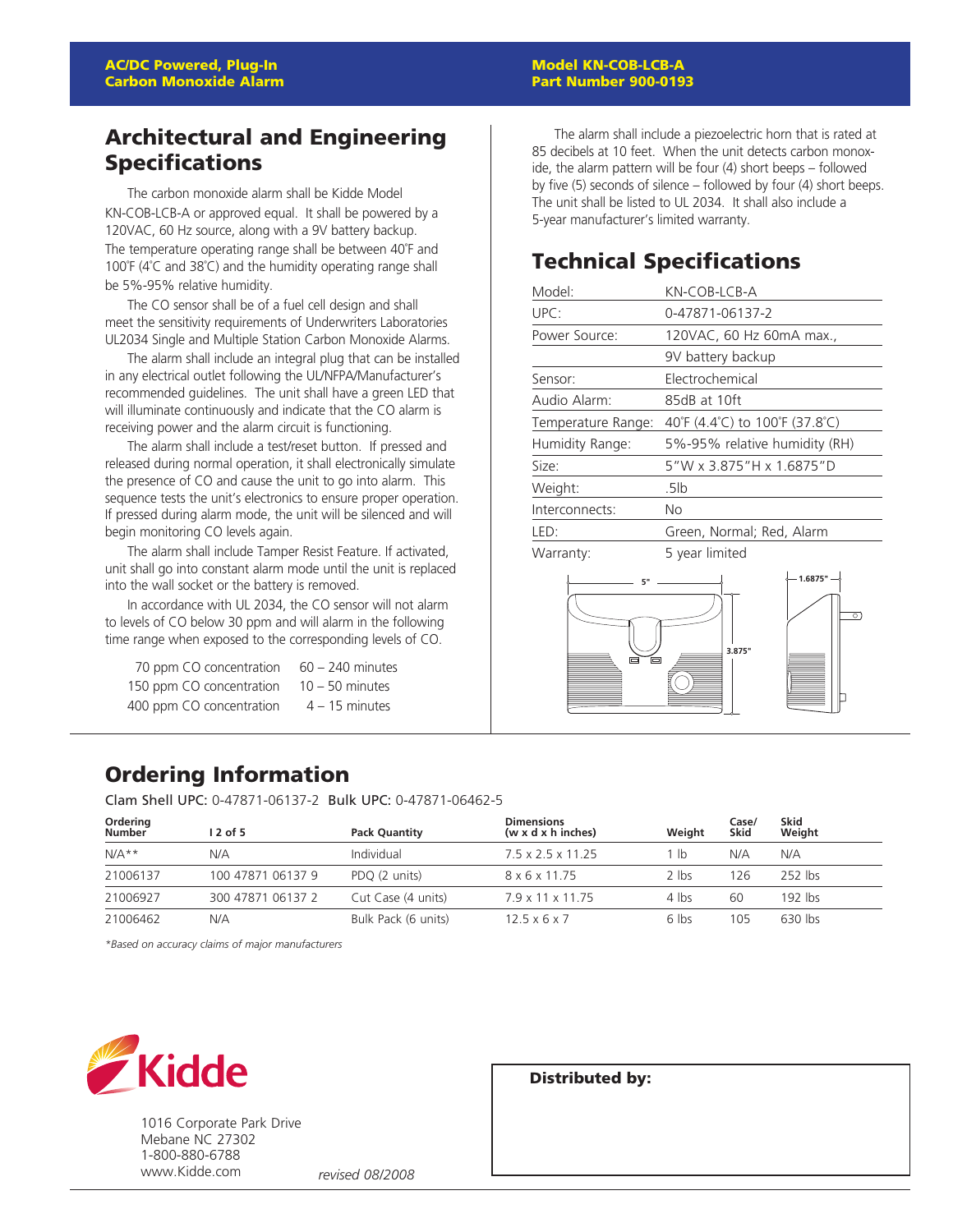**AC/DC Powered, Plug-In**
**Carbon Monoxide Alarm**

**Model KN-COB-LCB-A**
**Part Number 900-0193**

## Architectural and Engineering Specifications

The carbon monoxide alarm shall be Kidde Model KN-COB-LCB-A or approved equal. It shall be powered by a 120VAC, 60 Hz source, along with a 9V battery backup. The temperature operating range shall be between 40˚F and 100˚F (4˚C and 38˚C) and the humidity operating range shall be 5%-95% relative humidity.

The CO sensor shall be of a fuel cell design and shall meet the sensitivity requirements of Underwriters Laboratories UL2034 Single and Multiple Station Carbon Monoxide Alarms.

The alarm shall include an integral plug that can be installed in any electrical outlet following the UL/NFPA/Manufacturer's recommended guidelines. The unit shall have a green LED that will illuminate continuously and indicate that the CO alarm is receiving power and the alarm circuit is functioning.

The alarm shall include a test/reset button. If pressed and released during normal operation, it shall electronically simulate the presence of CO and cause the unit to go into alarm. This sequence tests the unit's electronics to ensure proper operation. If pressed during alarm mode, the unit will be silenced and will begin monitoring CO levels again.

The alarm shall include Tamper Resist Feature. If activated, unit shall go into constant alarm mode until the unit is replaced into the wall socket or the battery is removed.

In accordance with UL 2034, the CO sensor will not alarm to levels of CO below 30 ppm and will alarm in the following time range when exposed to the corresponding levels of CO.

| | |
|---|---|
| 70 ppm CO concentration | 60 – 240 minutes |
| 150 ppm CO concentration | 10 – 50 minutes |
| 400 ppm CO concentration | 4 – 15 minutes |

The alarm shall include a piezoelectric horn that is rated at 85 decibels at 10 feet. When the unit detects carbon monoxide, the alarm pattern will be four (4) short beeps – followed by five (5) seconds of silence – followed by four (4) short beeps. The unit shall be listed to UL 2034. It shall also include a 5-year manufacturer's limited warranty.

## Technical Specifications

| | |
|---|---|
| Model: | KN-COB-LCB-A |
| UPC: | 0-47871-06137-2 |
| Power Source: | 120VAC, 60 Hz 60mA max., |
| | 9V battery backup |
| Sensor: | Electrochemical |
| Audio Alarm: | 85dB at 10ft |
| Temperature Range: | 40˚F (4.4˚C) to 100˚F (37.8˚C) |
| Humidity Range: | 5%-95% relative humidity (RH) |
| Size: | 5"W x 3.875"H x 1.6875"D |
| Weight: | .5lb |
| Interconnects: | No |
| LED: | Green, Normal; Red, Alarm |
| Warranty: | 5 year limited |

5"
3.875"
1.6875"

## Ordering Information

Clam Shell UPC: 0-47871-06137-2 Bulk UPC: 0-47871-06462-5

| Ordering Number | I 2 of 5 | Pack Quantity | Dimensions (w x d x h inches) | Weight | Case/ Skid | Skid Weight |
|---|---|---|---|---|---|---|
| N/A** | N/A | Individual | 7.5 x 2.5 x 11.25 | 1 lb | N/A | N/A |
| 21006137 | 100 47871 06137 9 | PDQ (2 units) | 8 x 6 x 11.75 | 2 lbs | 126 | 252 lbs |
| 21006927 | 300 47871 06137 2 | Cut Case (4 units) | 7.9 x 11 x 11.75 | 4 lbs | 60 | 192 lbs |
| 21006462 | N/A | Bulk Pack (6 units) | 12.5 x 6 x 7 | 6 lbs | 105 | 630 lbs |

*Based on accuracy claims of major manufacturers*

Kidde

1016 Corporate Park Drive
Mebane NC 27302
1-800-880-6788
www.Kidde.com

*revised 08/2008*

**Distributed by:**